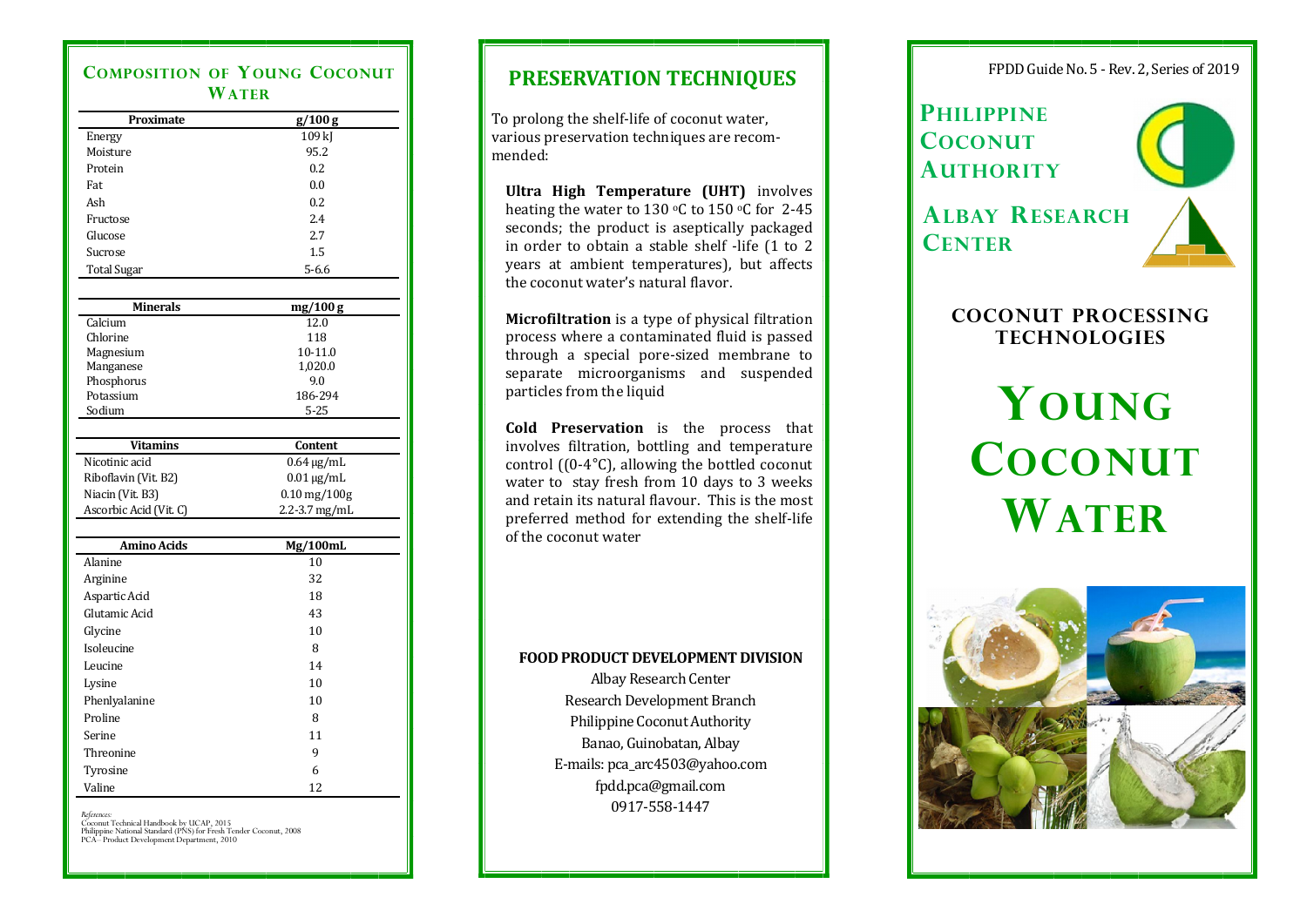## Composition of Young Coconut Water

| Proximate | g/100 g |
|---|---|
| Energy | 109 kJ |
| Moisture | 95.2 |
| Protein | 0.2 |
| Fat | 0.0 |
| Ash | 0.2 |
| Fructose | 2.4 |
| Glucose | 2.7 |
| Sucrose | 1.5 |
| Total Sugar | 5-6.6 |

| Minerals | mg/100 g |
|---|---|
| Calcium | 12.0 |
| Chlorine | 118 |
| Magnesium | 10-11.0 |
| Manganese | 1,020.0 |
| Phosphorus | 9.0 |
| Potassium | 186-294 |
| Sodium | 5-25 |

| Vitamins | Content |
|---|---|
| Nicotinic acid | 0.64 µg/mL |
| Riboflavin (Vit. B2) | 0.01 µg/mL |
| Niacin (Vit. B3) | 0.10 mg/100g |
| Ascorbic Acid (Vit. C) | 2.2-3.7 mg/mL |

| Amino Acids | Mg/100mL |
|---|---|
| Alanine | 10 |
| Arginine | 32 |
| Aspartic Acid | 18 |
| Glutamic Acid | 43 |
| Glycine | 10 |
| Isoleucine | 8 |
| Leucine | 14 |
| Lysine | 10 |
| Phenlyalanine | 10 |
| Proline | 8 |
| Serine | 11 |
| Threonine | 9 |
| Tyrosine | 6 |
| Valine | 12 |

*References:*
Coconut Technical Handbook by UCAP, 2015
Philippine National Standard (PNS) for Fresh Tender Coconut, 2008
PCA – Product Development Department, 2010

## PRESERVATION TECHNIQUES

To prolong the shelf-life of coconut water, various preservation techniques are recommended:

**Ultra High Temperature (UHT)** involves heating the water to 130 °C to 150 °C for 2-45 seconds; the product is aseptically packaged in order to obtain a stable shelf -life (1 to 2 years at ambient temperatures), but affects the coconut water's natural flavor.

**Microfiltration** is a type of physical filtration process where a contaminated fluid is passed through a special pore-sized membrane to separate microorganisms and suspended particles from the liquid

**Cold Preservation** is the process that involves filtration, bottling and temperature control ((0-4°C), allowing the bottled coconut water to stay fresh from 10 days to 3 weeks and retain its natural flavour. This is the most preferred method for extending the shelf-life of the coconut water

**FOOD PRODUCT DEVELOPMENT DIVISION**

Albay Research Center
Research Development Branch
Philippine Coconut Authority
Banao, Guinobatan, Albay
E-mails: pca_arc4503@yahoo.com
fpdd.pca@gmail.com
0917-558-1447

FPDD Guide No. 5 - Rev. 2, Series of 2019

**PHILIPPINE COCONUT AUTHORITY**

**ALBAY RESEARCH CENTER**

### COCONUT PROCESSING TECHNOLOGIES

# YOUNG COCONUT WATER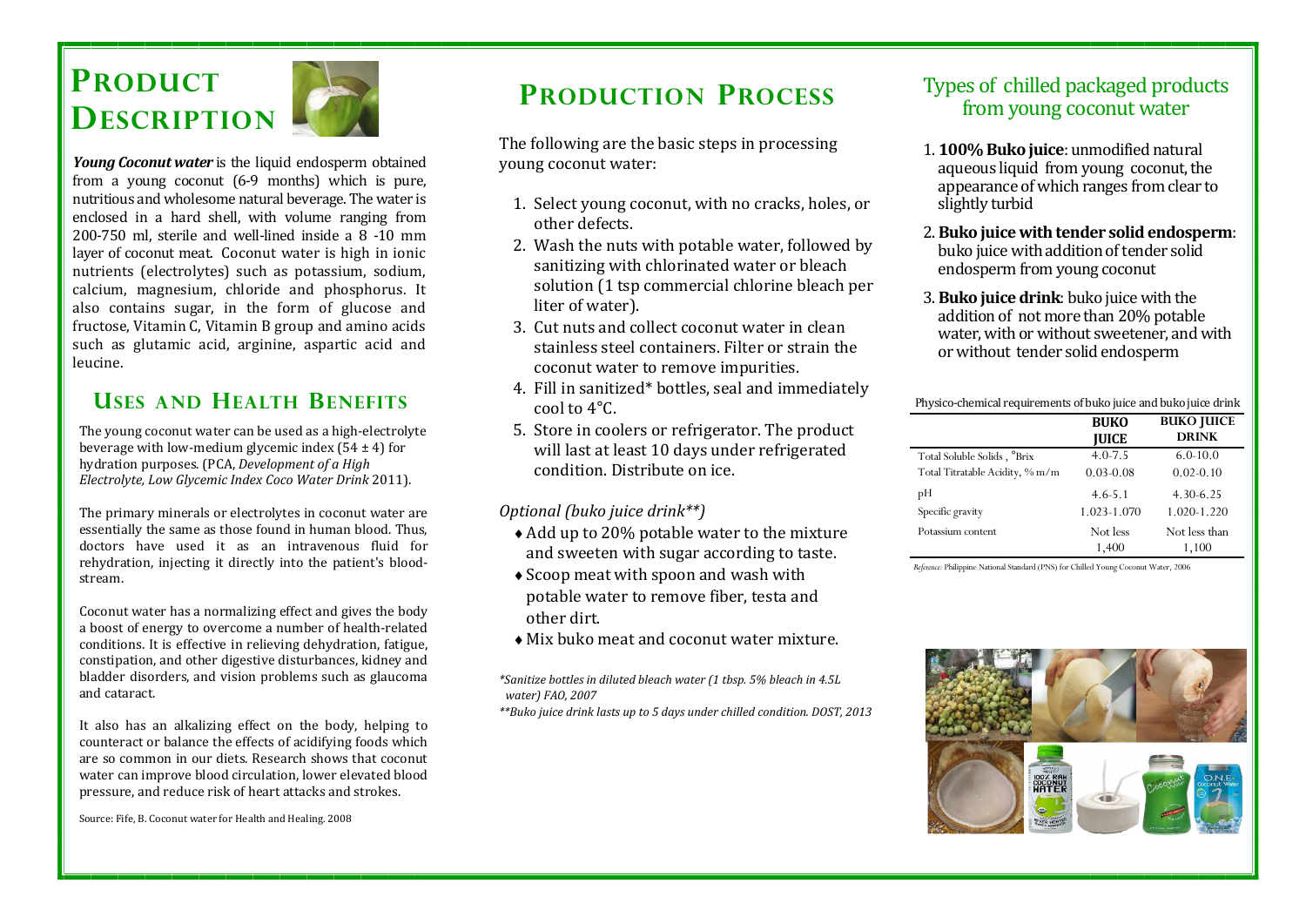# Product Description

***Young Coconut water*** is the liquid endosperm obtained from a young coconut (6-9 months) which is pure, nutritious and wholesome natural beverage. The water is enclosed in a hard shell, with volume ranging from 200-750 ml, sterile and well-lined inside a 8 -10 mm layer of coconut meat. Coconut water is high in ionic nutrients (electrolytes) such as potassium, sodium, calcium, magnesium, chloride and phosphorus. It also contains sugar, in the form of glucose and fructose, Vitamin C, Vitamin B group and amino acids such as glutamic acid, arginine, aspartic acid and leucine.

## Uses and Health Benefits

The young coconut water can be used as a high-electrolyte beverage with low-medium glycemic index (54 ± 4) for hydration purposes. (PCA, *Development of a High Electrolyte, Low Glycemic Index Coco Water Drink* 2011).

The primary minerals or electrolytes in coconut water are essentially the same as those found in human blood. Thus, doctors have used it as an intravenous fluid for rehydration, injecting it directly into the patient's blood-stream.

Coconut water has a normalizing effect and gives the body a boost of energy to overcome a number of health-related conditions. It is effective in relieving dehydration, fatigue, constipation, and other digestive disturbances, kidney and bladder disorders, and vision problems such as glaucoma and cataract.

It also has an alkalizing effect on the body, helping to counteract or balance the effects of acidifying foods which are so common in our diets. Research shows that coconut water can improve blood circulation, lower elevated blood pressure, and reduce risk of heart attacks and strokes.

Source: Fife, B. Coconut water for Health and Healing. 2008

# Production Process

The following are the basic steps in processing young coconut water:

1. Select young coconut, with no cracks, holes, or other defects.
2. Wash the nuts with potable water, followed by sanitizing with chlorinated water or bleach solution (1 tsp commercial chlorine bleach per liter of water).
3. Cut nuts and collect coconut water in clean stainless steel containers. Filter or strain the coconut water to remove impurities.
4. Fill in sanitized* bottles, seal and immediately cool to 4°C.
5. Store in coolers or refrigerator. The product will last at least 10 days under refrigerated condition. Distribute on ice.

*Optional (buko juice drink**)*

- Add up to 20% potable water to the mixture and sweeten with sugar according to taste.
- Scoop meat with spoon and wash with potable water to remove fiber, testa and other dirt.
- Mix buko meat and coconut water mixture.

**Sanitize bottles in diluted bleach water (1 tbsp. 5% bleach in 4.5L water) FAO, 2007*

***Buko juice drink lasts up to 5 days under chilled condition. DOST, 2013*

## Types of chilled packaged products from young coconut water

1. **100% Buko juice**: unmodified natural aqueous liquid from young coconut, the appearance of which ranges from clear to slightly turbid
2. **Buko juice with tender solid endosperm**: buko juice with addition of tender solid endosperm from young coconut
3. **Buko juice drink**: buko juice with the addition of not more than 20% potable water, with or without sweetener, and with or without tender solid endosperm

Physico-chemical requirements of buko juice and buko juice drink

| | BUKO JUICE | BUKO JUICE DRINK |
|---|---|---|
| Total Soluble Solids , °Brix | 4.0-7.5 | 6.0-10.0 |
| Total Titratable Acidity, % m/m | 0.03-0.08 | 0.02-0.10 |
| pH | 4.6-5.1 | 4.30-6.25 |
| Specific gravity | 1.023-1.070 | 1.020-1.220 |
| Potassium content | Not less 1,400 | Not less than 1,100 |

*Reference:* Philippine National Standard (PNS) for Chilled Young Coconut Water, 2006